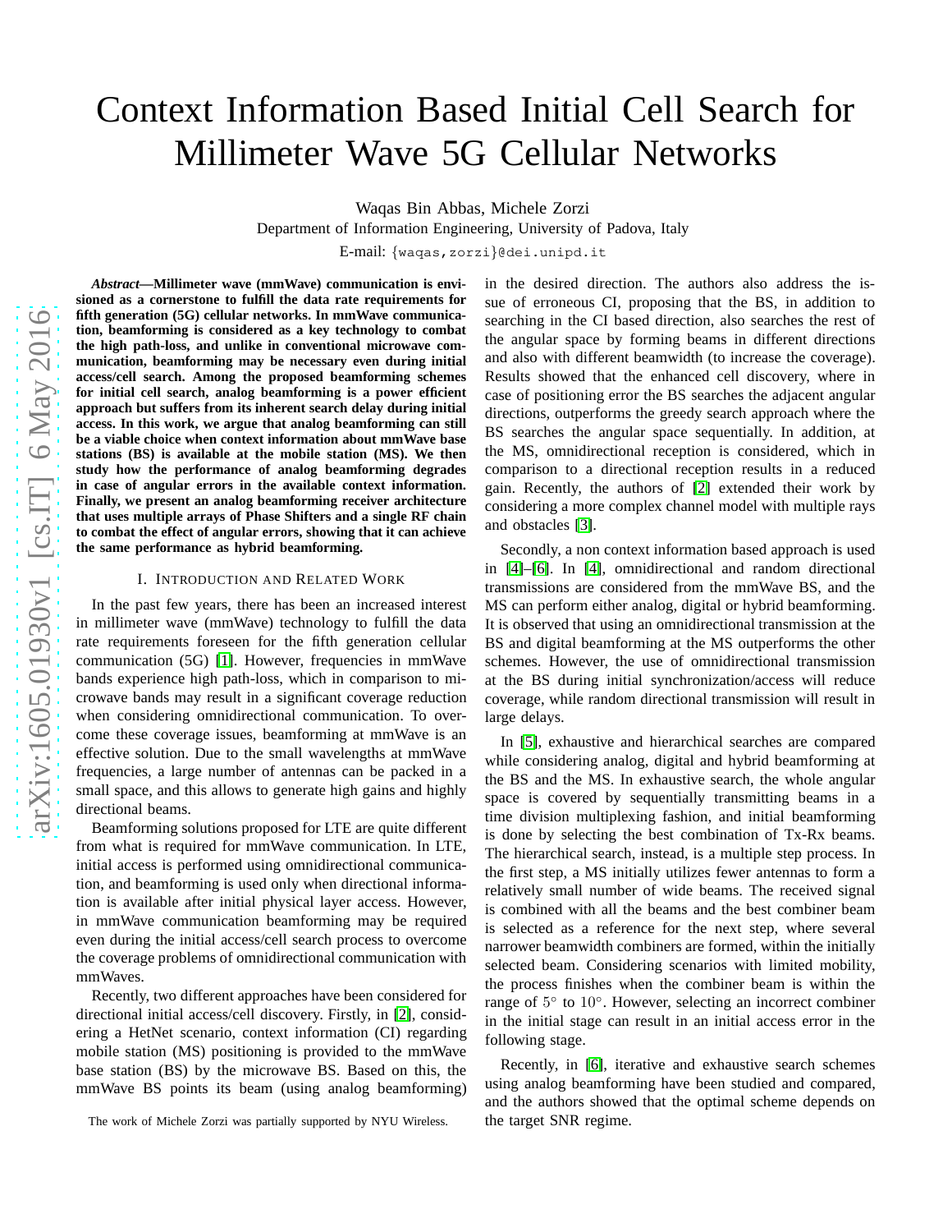// Context Information Based Initial Cell Search for Millimeter Wave 5G Cellular Networks

Waqas Bin Abbas, Michele Zorzi

Department of Information Engineering, University of Padova, Italy

E-mail: {waqas,zorzi}@dei.unipd.it

***Abstract*—Millimeter wave (mmWave) communication is envisioned as a cornerstone to fulfill the data rate requirements for fifth generation (5G) cellular networks. In mmWave communication, beamforming is considered as a key technology to combat the high path-loss, and unlike in conventional microwave communication, beamforming may be necessary even during initial access/cell search. Among the proposed beamforming schemes for initial cell search, analog beamforming is a power efficient approach but suffers from its inherent search delay during initial access. In this work, we argue that analog beamforming can still be a viable choice when context information about mmWave base stations (BS) is available at the mobile station (MS). We then study how the performance of analog beamforming degrades in case of angular errors in the available context information. Finally, we present an analog beamforming receiver architecture that uses multiple arrays of Phase Shifters and a single RF chain to combat the effect of angular errors, showing that it can achieve the same performance as hybrid beamforming.**

## I. Introduction and Related Work

In the past few years, there has been an increased interest in millimeter wave (mmWave) technology to fulfill the data rate requirements foreseen for the fifth generation cellular communication (5G) [1]. However, frequencies in mmWave bands experience high path-loss, which in comparison to microwave bands may result in a significant coverage reduction when considering omnidirectional communication. To overcome these coverage issues, beamforming at mmWave is an effective solution. Due to the small wavelengths at mmWave frequencies, a large number of antennas can be packed in a small space, and this allows to generate high gains and highly directional beams.

Beamforming solutions proposed for LTE are quite different from what is required for mmWave communication. In LTE, initial access is performed using omnidirectional communication, and beamforming is used only when directional information is available after initial physical layer access. However, in mmWave communication beamforming may be required even during the initial access/cell search process to overcome the coverage problems of omnidirectional communication with mmWaves.

Recently, two different approaches have been considered for directional initial access/cell discovery. Firstly, in [2], considering a HetNet scenario, context information (CI) regarding mobile station (MS) positioning is provided to the mmWave base station (BS) by the microwave BS. Based on this, the mmWave BS points its beam (using analog beamforming) in the desired direction. The authors also address the issue of erroneous CI, proposing that the BS, in addition to searching in the CI based direction, also searches the rest of the angular space by forming beams in different directions and also with different beamwidth (to increase the coverage). Results showed that the enhanced cell discovery, where in case of positioning error the BS searches the adjacent angular directions, outperforms the greedy search approach where the BS searches the angular space sequentially. In addition, at the MS, omnidirectional reception is considered, which in comparison to a directional reception results in a reduced gain. Recently, the authors of [2] extended their work by considering a more complex channel model with multiple rays and obstacles [3].

Secondly, a non context information based approach is used in [4]–[6]. In [4], omnidirectional and random directional transmissions are considered from the mmWave BS, and the MS can perform either analog, digital or hybrid beamforming. It is observed that using an omnidirectional transmission at the BS and digital beamforming at the MS outperforms the other schemes. However, the use of omnidirectional transmission at the BS during initial synchronization/access will reduce coverage, while random directional transmission will result in large delays.

In [5], exhaustive and hierarchical searches are compared while considering analog, digital and hybrid beamforming at the BS and the MS. In exhaustive search, the whole angular space is covered by sequentially transmitting beams in a time division multiplexing fashion, and initial beamforming is done by selecting the best combination of Tx-Rx beams. The hierarchical search, instead, is a multiple step process. In the first step, a MS initially utilizes fewer antennas to form a relatively small number of wide beams. The received signal is combined with all the beams and the best combiner beam is selected as a reference for the next step, where several narrower beamwidth combiners are formed, within the initially selected beam. Considering scenarios with limited mobility, the process finishes when the combiner beam is within the range of $5^{\circ}$ to $10^{\circ}$. However, selecting an incorrect combiner in the initial stage can result in an initial access error in the following stage.

Recently, in [6], iterative and exhaustive search schemes using analog beamforming have been studied and compared, and the authors showed that the optimal scheme depends on the target SNR regime.

The work of Michele Zorzi was partially supported by NYU Wireless.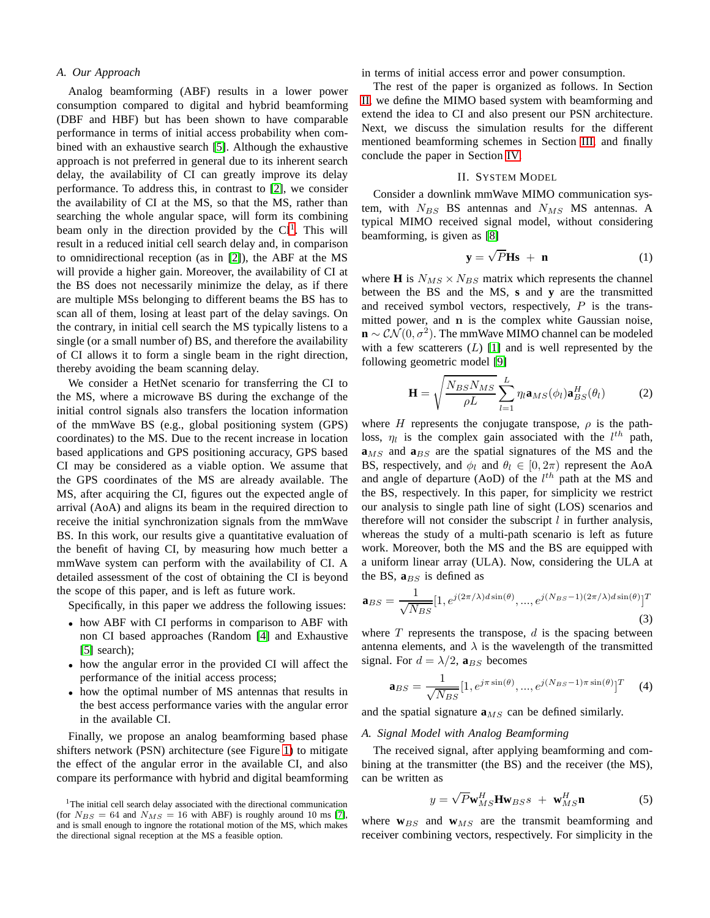### A. Our Approach

Analog beamforming (ABF) results in a lower power consumption compared to digital and hybrid beamforming (DBF and HBF) but has been shown to have comparable performance in terms of initial access probability when combined with an exhaustive search [5]. Although the exhaustive approach is not preferred in general due to its inherent search delay, the availability of CI can greatly improve its delay performance. To address this, in contrast to [2], we consider the availability of CI at the MS, so that the MS, rather than searching the whole angular space, will form its combining beam only in the direction provided by the CI[1]. This will result in a reduced initial cell search delay and, in comparison to omnidirectional reception (as in [2]), the ABF at the MS will provide a higher gain. Moreover, the availability of CI at the BS does not necessarily minimize the delay, as if there are multiple MSs belonging to different beams the BS has to scan all of them, losing at least part of the delay savings. On the contrary, in initial cell search the MS typically listens to a single (or a small number of) BS, and therefore the availability of CI allows it to form a single beam in the right direction, thereby avoiding the beam scanning delay.

We consider a HetNet scenario for transferring the CI to the MS, where a microwave BS during the exchange of the initial control signals also transfers the location information of the mmWave BS (e.g., global positioning system (GPS) coordinates) to the MS. Due to the recent increase in location based applications and GPS positioning accuracy, GPS based CI may be considered as a viable option. We assume that the GPS coordinates of the MS are already available. The MS, after acquiring the CI, figures out the expected angle of arrival (AoA) and aligns its beam in the required direction to receive the initial synchronization signals from the mmWave BS. In this work, our results give a quantitative evaluation of the benefit of having CI, by measuring how much better a mmWave system can perform with the availability of CI. A detailed assessment of the cost of obtaining the CI is beyond the scope of this paper, and is left as future work.

Specifically, in this paper we address the following issues:

- how ABF with CI performs in comparison to ABF with non CI based approaches (Random [4] and Exhaustive [5] search);
- how the angular error in the provided CI will affect the performance of the initial access process;
- how the optimal number of MS antennas that results in the best access performance varies with the angular error in the available CI.

Finally, we propose an analog beamforming based phase shifters network (PSN) architecture (see Figure 1) to mitigate the effect of the angular error in the available CI, and also compare its performance with hybrid and digital beamforming in terms of initial access error and power consumption.

The rest of the paper is organized as follows. In Section II, we define the MIMO based system with beamforming and extend the idea to CI and also present our PSN architecture. Next, we discuss the simulation results for the different mentioned beamforming schemes in Section III, and finally conclude the paper in Section IV.

## II. System Model

Consider a downlink mmWave MIMO communication system, with $N_{BS}$ BS antennas and $N_{MS}$ MS antennas. A typical MIMO received signal model, without considering beamforming, is given as [8]

$$\mathbf{y} = \sqrt{P}\mathbf{H}\mathbf{s} \ + \ \mathbf{n} \tag{1}$$

where $\mathbf{H}$ is $N_{MS} \times N_{BS}$ matrix which represents the channel between the BS and the MS, $\mathbf{s}$ and $\mathbf{y}$ are the transmitted and received symbol vectors, respectively, $P$ is the transmitted power, and $\mathbf{n}$ is the complex white Gaussian noise, $\mathbf{n} \sim \mathcal{CN}(0, \sigma^2)$. The mmWave MIMO channel can be modeled with a few scatterers ($L$) [1] and is well represented by the following geometric model [9]

$$\mathbf{H} = \sqrt{\frac{N_{BS}N_{MS}}{\rho L}} \sum_{l=1}^{L} \eta_l \mathbf{a}_{MS}(\phi_l)\mathbf{a}_{BS}^H(\theta_l) \tag{2}$$

where $H$ represents the conjugate transpose, $\rho$ is the path-loss, $\eta_l$ is the complex gain associated with the $l^{th}$ path, $\mathbf{a}_{MS}$ and $\mathbf{a}_{BS}$ are the spatial signatures of the MS and the BS, respectively, and $\phi_l$ and $\theta_l \in [0, 2\pi)$ represent the AoA and angle of departure (AoD) of the $l^{th}$ path at the MS and the BS, respectively. In this paper, for simplicity we restrict our analysis to single path line of sight (LOS) scenarios and therefore will not consider the subscript $l$ in further analysis, whereas the study of a multi-path scenario is left as future work. Moreover, both the MS and the BS are equipped with a uniform linear array (ULA). Now, considering the ULA at the BS, $\mathbf{a}_{BS}$ is defined as

$$\mathbf{a}_{BS} = \frac{1}{\sqrt{N_{BS}}}[1, e^{j(2\pi/\lambda)d\sin(\theta)}, ..., e^{j(N_{BS}-1)(2\pi/\lambda)d\sin(\theta)}]^T \tag{3}$$

where $T$ represents the transpose, $d$ is the spacing between antenna elements, and $\lambda$ is the wavelength of the transmitted signal. For $d = \lambda/2$, $\mathbf{a}_{BS}$ becomes

$$\mathbf{a}_{BS} = \frac{1}{\sqrt{N_{BS}}}[1, e^{j\pi\sin(\theta)}, ..., e^{j(N_{BS}-1)\pi\sin(\theta)}]^T \tag{4}$$

and the spatial signature $\mathbf{a}_{MS}$ can be defined similarly.

### A. Signal Model with Analog Beamforming

The received signal, after applying beamforming and combining at the transmitter (the BS) and the receiver (the MS), can be written as

$$y = \sqrt{P}\mathbf{w}_{MS}^H\mathbf{H}\mathbf{w}_{BS}s \ + \ \mathbf{w}_{MS}^H\mathbf{n} \tag{5}$$

where $\mathbf{w}_{BS}$ and $\mathbf{w}_{MS}$ are the transmit beamforming and receiver combining vectors, respectively. For simplicity in the

[1] The initial cell search delay associated with the directional communication (for $N_{BS} = 64$ and $N_{MS} = 16$ with ABF) is roughly around 10 ms [7], and is small enough to ingnore the rotational motion of the MS, which makes the directional signal reception at the MS a feasible option.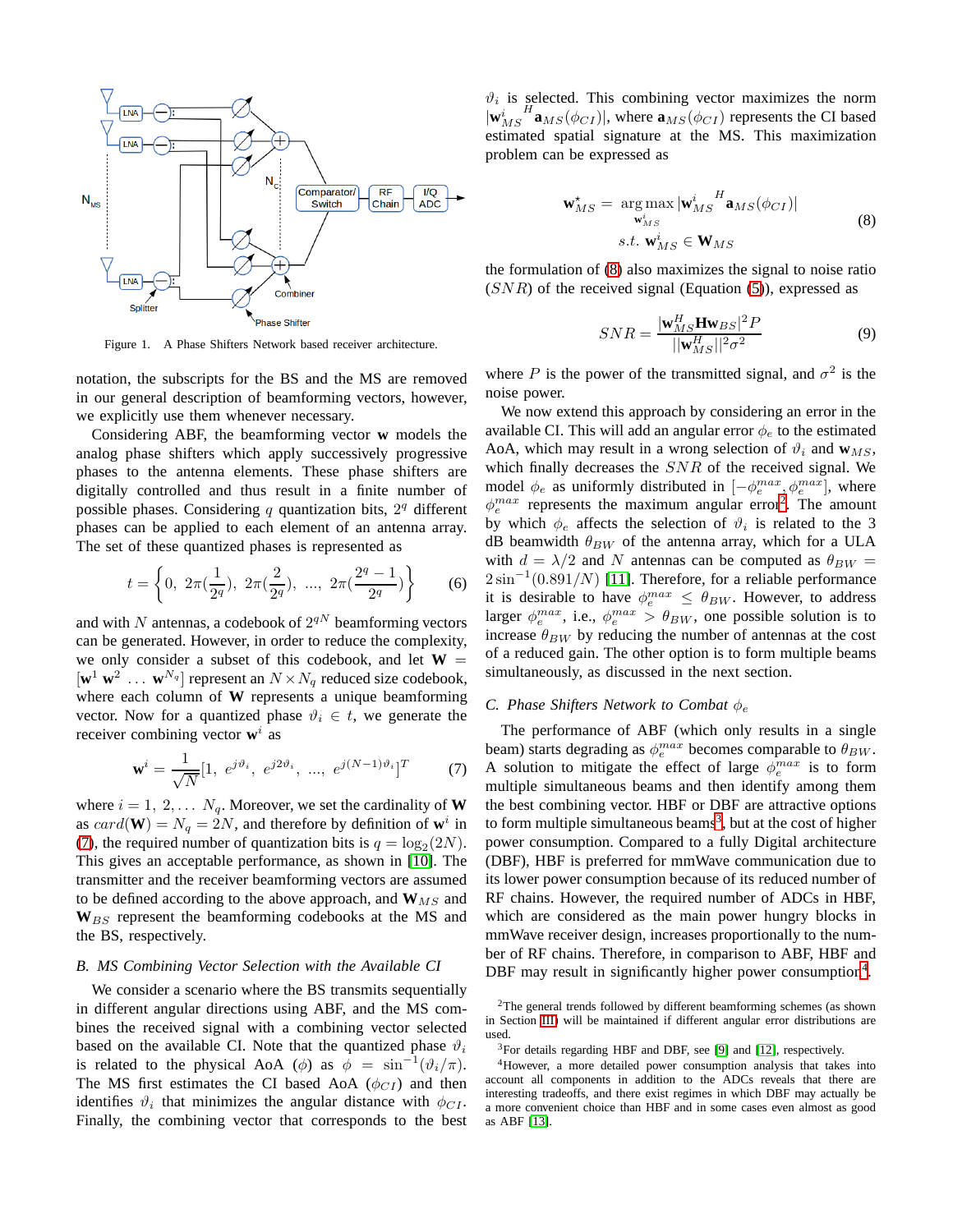Figure 1. A Phase Shifters Network based receiver architecture.

notation, the subscripts for the BS and the MS are removed in our general description of beamforming vectors, however, we explicitly use them whenever necessary.

Considering ABF, the beamforming vector $\mathbf{w}$ models the analog phase shifters which apply successively progressive phases to the antenna elements. These phase shifters are digitally controlled and thus result in a finite number of possible phases. Considering $q$ quantization bits, $2^q$ different phases can be applied to each element of an antenna array. The set of these quantized phases is represented as

$$t = \left\{0,\ 2\pi(\frac{1}{2^q}),\ 2\pi(\frac{2}{2^q}),\ ...,\ 2\pi(\frac{2^q-1}{2^q})\right\} \tag{6}$$

and with $N$ antennas, a codebook of $2^{qN}$ beamforming vectors can be generated. However, in order to reduce the complexity, we only consider a subset of this codebook, and let $\mathbf{W} = [\mathbf{w}^1\ \mathbf{w}^2\ \dots\ \mathbf{w}^{N_q}]$ represent an $N \times N_q$ reduced size codebook, where each column of $\mathbf{W}$ represents a unique beamforming vector. Now for a quantized phase $\vartheta_i \in t$, we generate the receiver combining vector $\mathbf{w}^i$ as

$$\mathbf{w}^i = \frac{1}{\sqrt{N}}[1,\ e^{j\vartheta_i},\ e^{j2\vartheta_i},\ ...,\ e^{j(N-1)\vartheta_i}]^T \tag{7}$$

where $i = 1,\ 2, \dots\ N_q$. Moreover, we set the cardinality of $\mathbf{W}$ as $card(\mathbf{W}) = N_q = 2N$, and therefore by definition of $\mathbf{w}^i$ in (7), the required number of quantization bits is $q = \log_2(2N)$. This gives an acceptable performance, as shown in [10]. The transmitter and the receiver beamforming vectors are assumed to be defined according to the above approach, and $\mathbf{W}_{MS}$ and $\mathbf{W}_{BS}$ represent the beamforming codebooks at the MS and the BS, respectively.

### B. MS Combining Vector Selection with the Available CI

We consider a scenario where the BS transmits sequentially in different angular directions using ABF, and the MS combines the received signal with a combining vector selected based on the available CI. Note that the quantized phase $\vartheta_i$ is related to the physical AoA ($\phi$) as $\phi = \sin^{-1}(\vartheta_i/\pi)$. The MS first estimates the CI based AoA ($\phi_{CI}$) and then identifies $\vartheta_i$ that minimizes the angular distance with $\phi_{CI}$. Finally, the combining vector that corresponds to the best $\vartheta_i$ is selected. This combining vector maximizes the norm $|\mathbf{w}_{MS}^{i}{}^H \mathbf{a}_{MS}(\phi_{CI})|$, where $\mathbf{a}_{MS}(\phi_{CI})$ represents the CI based estimated spatial signature at the MS. This maximization problem can be expressed as

$$\begin{aligned} \mathbf{w}_{MS}^{\star} = \ & \underset{\mathbf{w}_{MS}^{i}}{\arg\max}\, |\mathbf{w}_{MS}^{i}{}^H \mathbf{a}_{MS}(\phi_{CI})| \\ & s.t.\ \mathbf{w}_{MS}^{i} \in \mathbf{W}_{MS} \end{aligned} \tag{8}$$

the formulation of (8) also maximizes the signal to noise ratio ($SNR$) of the received signal (Equation (5)), expressed as

$$SNR = \frac{|\mathbf{w}_{MS}^H \mathbf{H} \mathbf{w}_{BS}|^2 P}{||\mathbf{w}_{MS}^H||^2 \sigma^2} \tag{9}$$

where $P$ is the power of the transmitted signal, and $\sigma^2$ is the noise power.

We now extend this approach by considering an error in the available CI. This will add an angular error $\phi_e$ to the estimated AoA, which may result in a wrong selection of $\vartheta_i$ and $\mathbf{w}_{MS}$, which finally decreases the $SNR$ of the received signal. We model $\phi_e$ as uniformly distributed in $[-\phi_e^{max}, \phi_e^{max}]$, where $\phi_e^{max}$ represents the maximum angular error[2]. The amount by which $\phi_e$ affects the selection of $\vartheta_i$ is related to the 3 dB beamwidth $\theta_{BW}$ of the antenna array, which for a ULA with $d = \lambda/2$ and $N$ antennas can be computed as $\theta_{BW} = 2\sin^{-1}(0.891/N)$ [11]. Therefore, for a reliable performance it is desirable to have $\phi_e^{max} \le \theta_{BW}$. However, to address larger $\phi_e^{max}$, i.e., $\phi_e^{max} > \theta_{BW}$, one possible solution is to increase $\theta_{BW}$ by reducing the number of antennas at the cost of a reduced gain. The other option is to form multiple beams simultaneously, as discussed in the next section.

### C. Phase Shifters Network to Combat $\phi_e$

The performance of ABF (which only results in a single beam) starts degrading as $\phi_e^{max}$ becomes comparable to $\theta_{BW}$. A solution to mitigate the effect of large $\phi_e^{max}$ is to form multiple simultaneous beams and then identify among them the best combining vector. HBF or DBF are attractive options to form multiple simultaneous beams[3], but at the cost of higher power consumption. Compared to a fully Digital architecture (DBF), HBF is preferred for mmWave communication due to its lower power consumption because of its reduced number of RF chains. However, the required number of ADCs in HBF, which are considered as the main power hungry blocks in mmWave receiver design, increases proportionally to the number of RF chains. Therefore, in comparison to ABF, HBF and DBF may result in significantly higher power consumption[4].

[2] The general trends followed by different beamforming schemes (as shown in Section III) will be maintained if different angular error distributions are used.

[3] For details regarding HBF and DBF, see [9] and [12], respectively.

[4] However, a more detailed power consumption analysis that takes into account all components in addition to the ADCs reveals that there are interesting tradeoffs, and there exist regimes in which DBF may actually be a more convenient choice than HBF and in some cases even almost as good as ABF [13].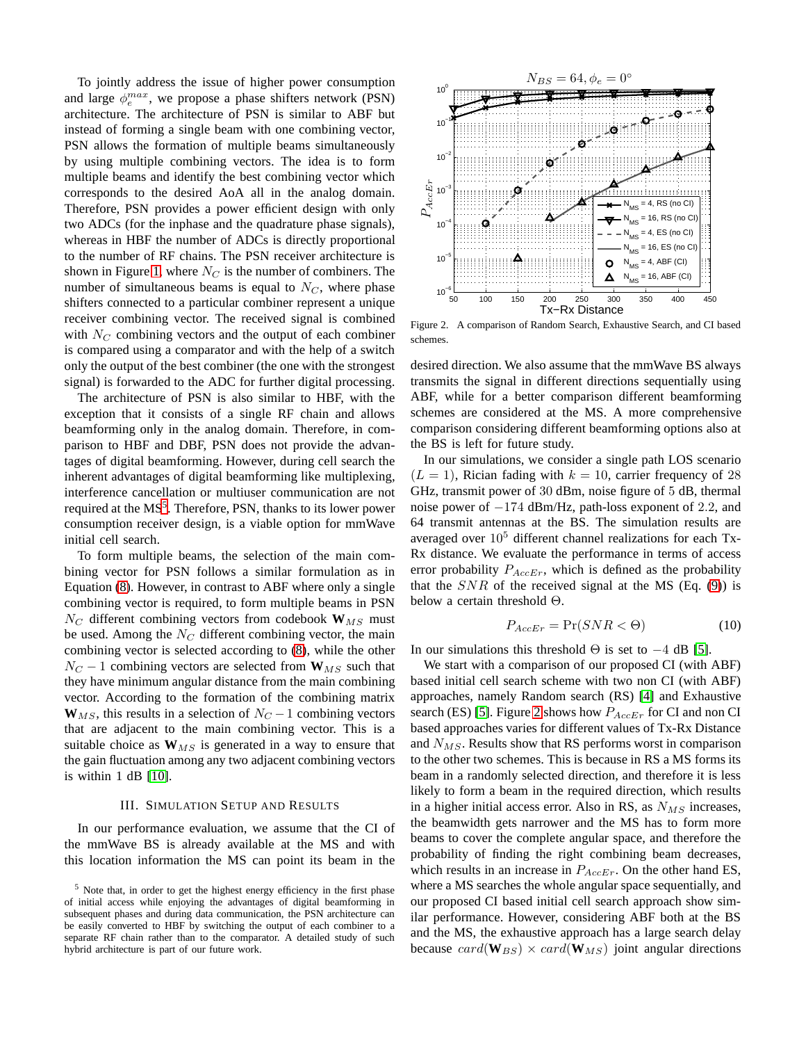To jointly address the issue of higher power consumption and large $\phi_e^{max}$, we propose a phase shifters network (PSN) architecture. The architecture of PSN is similar to ABF but instead of forming a single beam with one combining vector, PSN allows the formation of multiple beams simultaneously by using multiple combining vectors. The idea is to form multiple beams and identify the best combining vector which corresponds to the desired AoA all in the analog domain. Therefore, PSN provides a power efficient design with only two ADCs (for the inphase and the quadrature phase signals), whereas in HBF the number of ADCs is directly proportional to the number of RF chains. The PSN receiver architecture is shown in Figure 1, where $N_C$ is the number of combiners. The number of simultaneous beams is equal to $N_C$, where phase shifters connected to a particular combiner represent a unique receiver combining vector. The received signal is combined with $N_C$ combining vectors and the output of each combiner is compared using a comparator and with the help of a switch only the output of the best combiner (the one with the strongest signal) is forwarded to the ADC for further digital processing.

The architecture of PSN is also similar to HBF, with the exception that it consists of a single RF chain and allows beamforming only in the analog domain. Therefore, in comparison to HBF and DBF, PSN does not provide the advantages of digital beamforming. However, during cell search the inherent advantages of digital beamforming like multiplexing, interference cancellation or multiuser communication are not required at the MS[5]. Therefore, PSN, thanks to its lower power consumption receiver design, is a viable option for mmWave initial cell search.

To form multiple beams, the selection of the main combining vector for PSN follows a similar formulation as in Equation (8). However, in contrast to ABF where only a single combining vector is required, to form multiple beams in PSN $N_C$ different combining vectors from codebook $\mathbf{W}_{MS}$ must be used. Among the $N_C$ different combining vector, the main combining vector is selected according to (8), while the other $N_C - 1$ combining vectors are selected from $\mathbf{W}_{MS}$ such that they have minimum angular distance from the main combining vector. According to the formation of the combining matrix $\mathbf{W}_{MS}$, this results in a selection of $N_C - 1$ combining vectors that are adjacent to the main combining vector. This is a suitable choice as $\mathbf{W}_{MS}$ is generated in a way to ensure that the gain fluctuation among any two adjacent combining vectors is within 1 dB [10].

## III. Simulation Setup and Results

In our performance evaluation, we assume that the CI of the mmWave BS is already available at the MS and with this location information the MS can point its beam in the desired direction. We also assume that the mmWave BS always transmits the signal in different directions sequentially using ABF, while for a better comparison different beamforming schemes are considered at the MS. A more comprehensive comparison considering different beamforming options also at the BS is left for future study.

Figure 2. A comparison of Random Search, Exhaustive Search, and CI based schemes.

In our simulations, we consider a single path LOS scenario ($L = 1$), Rician fading with $k = 10$, carrier frequency of 28 GHz, transmit power of 30 dBm, noise figure of 5 dB, thermal noise power of $-174$ dBm/Hz, path-loss exponent of 2.2, and 64 transmit antennas at the BS. The simulation results are averaged over $10^5$ different channel realizations for each Tx-Rx distance. We evaluate the performance in terms of access error probability $P_{AccEr}$, which is defined as the probability that the $SNR$ of the received signal at the MS (Eq. (9)) is below a certain threshold $\Theta$.

$$P_{AccEr} = \Pr(SNR < \Theta) \tag{10}$$

In our simulations this threshold $\Theta$ is set to $-4$ dB [5].

We start with a comparison of our proposed CI (with ABF) based initial cell search scheme with two non CI (with ABF) approaches, namely Random search (RS) [4] and Exhaustive search (ES) [5]. Figure 2 shows how $P_{AccEr}$ for CI and non CI based approaches varies for different values of Tx-Rx Distance and $N_{MS}$. Results show that RS performs worst in comparison to the other two schemes. This is because in RS a MS forms its beam in a randomly selected direction, and therefore it is less likely to form a beam in the required direction, which results in a higher initial access error. Also in RS, as $N_{MS}$ increases, the beamwidth gets narrower and the MS has to form more beams to cover the complete angular space, and therefore the probability of finding the right combining beam decreases, which results in an increase in $P_{AccEr}$. On the other hand ES, where a MS searches the whole angular space sequentially, and our proposed CI based initial cell search approach show similar performance. However, considering ABF both at the BS and the MS, the exhaustive approach has a large search delay because $card(\mathbf{W}_{BS}) \times card(\mathbf{W}_{MS})$ joint angular directions

[5] Note that, in order to get the highest energy efficiency in the first phase of initial access while enjoying the advantages of digital beamforming in subsequent phases and during data communication, the PSN architecture can be easily converted to HBF by switching the output of each combiner to a separate RF chain rather than to the comparator. A detailed study of such hybrid architecture is part of our future work.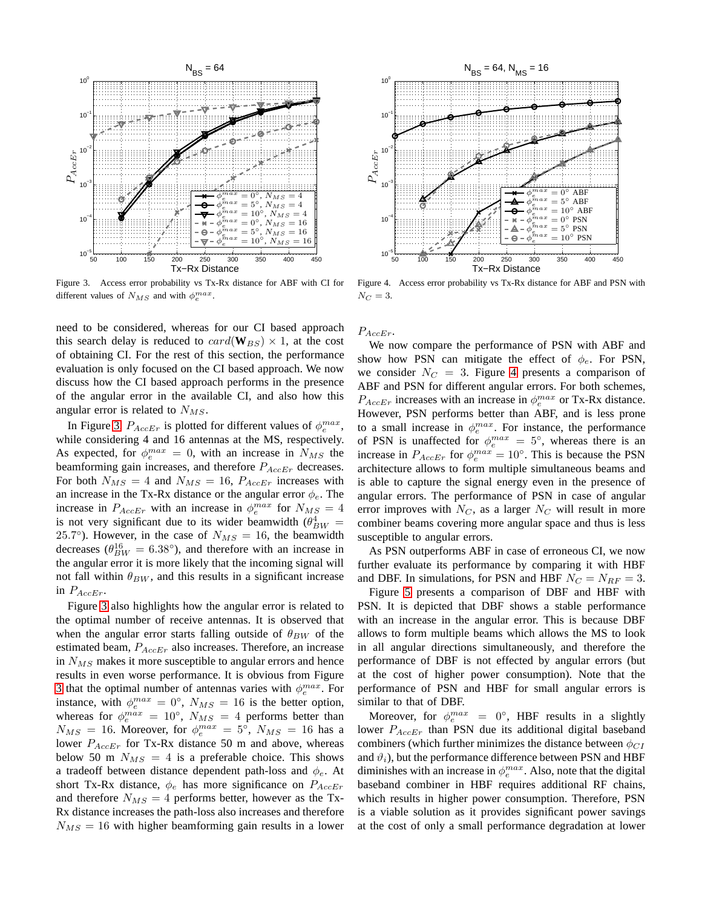Figure 3. Access error probability vs Tx-Rx distance for ABF with CI for different values of $N_{MS}$ and with $\phi_e^{max}$.

Figure 4. Access error probability vs Tx-Rx distance for ABF and PSN with $N_C = 3$.

need to be considered, whereas for our CI based approach this search delay is reduced to $card(\mathbf{W}_{BS}) \times 1$, at the cost of obtaining CI. For the rest of this section, the performance evaluation is only focused on the CI based approach. We now discuss how the CI based approach performs in the presence of the angular error in the available CI, and also how this angular error is related to $N_{MS}$.

In Figure 3, $P_{AccEr}$ is plotted for different values of $\phi_e^{max}$, while considering 4 and 16 antennas at the MS, respectively. As expected, for $\phi_e^{max} = 0$, with an increase in $N_{MS}$ the beamforming gain increases, and therefore $P_{AccEr}$ decreases. For both $N_{MS} = 4$ and $N_{MS} = 16$, $P_{AccEr}$ increases with an increase in the Tx-Rx distance or the angular error $\phi_e$. The increase in $P_{AccEr}$ with an increase in $\phi_e^{max}$ for $N_{MS} = 4$ is not very significant due to its wider beamwidth ($\theta_{BW}^4 = 25.7°$). However, in the case of $N_{MS} = 16$, the beamwidth decreases ($\theta_{BW}^{16} = 6.38°$), and therefore with an increase in the angular error it is more likely that the incoming signal will not fall within $\theta_{BW}$, and this results in a significant increase in $P_{AccEr}$.

Figure 3 also highlights how the angular error is related to the optimal number of receive antennas. It is observed that when the angular error starts falling outside of $\theta_{BW}$ of the estimated beam, $P_{AccEr}$ also increases. Therefore, an increase in $N_{MS}$ makes it more susceptible to angular errors and hence results in even worse performance. It is obvious from Figure 3 that the optimal number of antennas varies with $\phi_e^{max}$. For instance, with $\phi_e^{max} = 0°$, $N_{MS} = 16$ is the better option, whereas for $\phi_e^{max} = 10°$, $N_{MS} = 4$ performs better than $N_{MS} = 16$. Moreover, for $\phi_e^{max} = 5°$, $N_{MS} = 16$ has a lower $P_{AccEr}$ for Tx-Rx distance 50 m and above, whereas below 50 m $N_{MS} = 4$ is a preferable choice. This shows a tradeoff between distance dependent path-loss and $\phi_e$. At short Tx-Rx distance, $\phi_e$ has more significance on $P_{AccEr}$ and therefore $N_{MS} = 4$ performs better, however as the Tx-Rx distance increases the path-loss also increases and therefore $N_{MS} = 16$ with higher beamforming gain results in a lower $P_{AccEr}$.

We now compare the performance of PSN with ABF and show how PSN can mitigate the effect of $\phi_e$. For PSN, we consider $N_C = 3$. Figure 4 presents a comparison of ABF and PSN for different angular errors. For both schemes, $P_{AccEr}$ increases with an increase in $\phi_e^{max}$ or Tx-Rx distance. However, PSN performs better than ABF, and is less prone to a small increase in $\phi_e^{max}$. For instance, the performance of PSN is unaffected for $\phi_e^{max} = 5°$, whereas there is an increase in $P_{AccEr}$ for $\phi_e^{max} = 10°$. This is because the PSN architecture allows to form multiple simultaneous beams and is able to capture the signal energy even in the presence of angular errors. The performance of PSN in case of angular error improves with $N_C$, as a larger $N_C$ will result in more combiner beams covering more angular space and thus is less susceptible to angular errors.

As PSN outperforms ABF in case of erroneous CI, we now further evaluate its performance by comparing it with HBF and DBF. In simulations, for PSN and HBF $N_C = N_{RF} = 3$.

Figure 5 presents a comparison of DBF and HBF with PSN. It is depicted that DBF shows a stable performance with an increase in the angular error. This is because DBF allows to form multiple beams which allows the MS to look in all angular directions simultaneously, and therefore the performance of DBF is not effected by angular errors (but at the cost of higher power consumption). Note that the performance of PSN and HBF for small angular errors is similar to that of DBF.

Moreover, for $\phi_e^{max} = 0°$, HBF results in a slightly lower $P_{AccEr}$ than PSN due its additional digital baseband combiners (which further minimizes the distance between $\phi_{CI}$ and $\vartheta_i$), but the performance difference between PSN and HBF diminishes with an increase in $\phi_e^{max}$. Also, note that the digital baseband combiner in HBF requires additional RF chains, which results in higher power consumption. Therefore, PSN is a viable solution as it provides significant power savings at the cost of only a small performance degradation at lower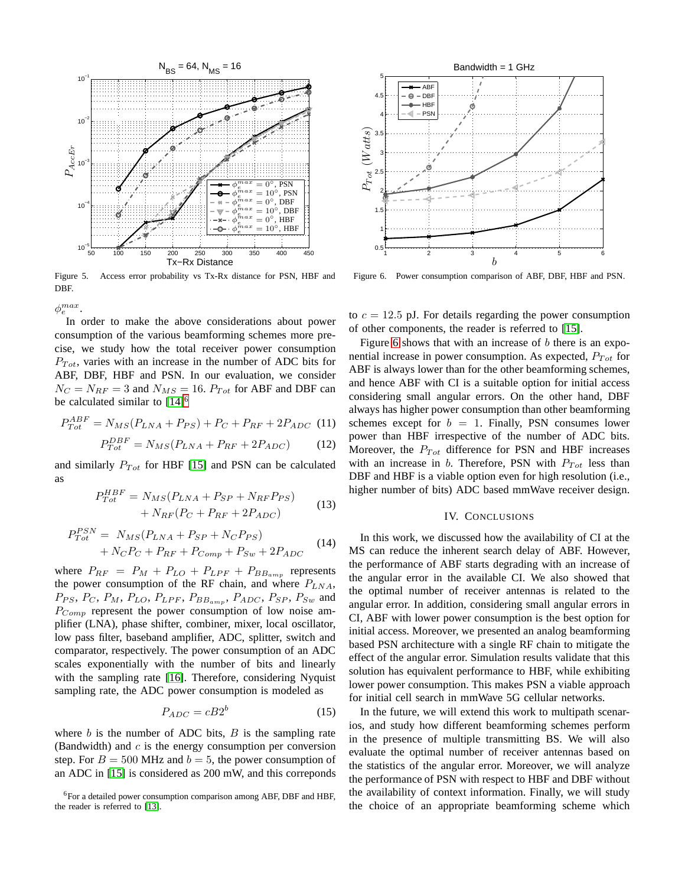Figure 5. Access error probability vs Tx-Rx distance for PSN, HBF and DBF.

Figure 6. Power consumption comparison of ABF, DBF, HBF and PSN.

$\phi_e^{max}$.

In order to make the above considerations about power consumption of the various beamforming schemes more precise, we study how the total receiver power consumption $P_{Tot}$, varies with an increase in the number of ADC bits for ABF, DBF, HBF and PSN. In our evaluation, we consider $N_C = N_{RF} = 3$ and $N_{MS} = 16$. $P_{Tot}$ for ABF and DBF can be calculated similar to [14][6]

$$P_{Tot}^{ABF} = N_{MS}(P_{LNA} + P_{PS}) + P_C + P_{RF} + 2P_{ADC} \quad (11)$$

$$P_{Tot}^{DBF} = N_{MS}(P_{LNA} + P_{RF} + 2P_{ADC}) \quad (12)$$

and similarly $P_{Tot}$ for HBF [15] and PSN can be calculated as

$$\begin{aligned} P_{Tot}^{HBF} = & N_{MS}(P_{LNA} + P_{SP} + N_{RF}P_{PS}) \\ & + N_{RF}(P_C + P_{RF} + 2P_{ADC}) \end{aligned} \quad (13)$$

$$\begin{aligned} P_{Tot}^{PSN} = & \; N_{MS}(P_{LNA} + P_{SP} + N_C P_{PS}) \\ & + N_C P_C + P_{RF} + P_{Comp} + P_{Sw} + 2P_{ADC} \end{aligned} \quad (14)$$

where $P_{RF} = P_M + P_{LO} + P_{LPF} + P_{BB_{amp}}$ represents the power consumption of the RF chain, and where $P_{LNA}$, $P_{PS}$, $P_C$, $P_M$, $P_{LO}$, $P_{LPF}$, $P_{BB_{amp}}$, $P_{ADC}$, $P_{SP}$, $P_{Sw}$ and $P_{Comp}$ represent the power consumption of low noise amplifier (LNA), phase shifter, combiner, mixer, local oscillator, low pass filter, baseband amplifier, ADC, splitter, switch and comparator, respectively. The power consumption of an ADC scales exponentially with the number of bits and linearly with the sampling rate [16]. Therefore, considering Nyquist sampling rate, the ADC power consumption is modeled as

$$P_{ADC} = cB2^b \quad (15)$$

where $b$ is the number of ADC bits, $B$ is the sampling rate (Bandwidth) and $c$ is the energy consumption per conversion step. For $B = 500$ MHz and $b = 5$, the power consumption of an ADC in [15] is considered as 200 mW, and this correponds to $c = 12.5$ pJ. For details regarding the power consumption of other components, the reader is referred to [15].

Figure 6 shows that with an increase of $b$ there is an exponential increase in power consumption. As expected, $P_{Tot}$ for ABF is always lower than for the other beamforming schemes, and hence ABF with CI is a suitable option for initial access considering small angular errors. On the other hand, DBF always has higher power consumption than other beamforming schemes except for $b = 1$. Finally, PSN consumes lower power than HBF irrespective of the number of ADC bits. Moreover, the $P_{Tot}$ difference for PSN and HBF increases with an increase in $b$. Therefore, PSN with $P_{Tot}$ less than DBF and HBF is a viable option even for high resolution (i.e., higher number of bits) ADC based mmWave receiver design.

## IV. Conclusions

In this work, we discussed how the availability of CI at the MS can reduce the inherent search delay of ABF. However, the performance of ABF starts degrading with an increase of the angular error in the available CI. We also showed that the optimal number of receiver antennas is related to the angular error. In addition, considering small angular errors in CI, ABF with lower power consumption is the best option for initial access. Moreover, we presented an analog beamforming based PSN architecture with a single RF chain to mitigate the effect of the angular error. Simulation results validate that this solution has equivalent performance to HBF, while exhibiting lower power consumption. This makes PSN a viable approach for initial cell search in mmWave 5G cellular networks.

In the future, we will extend this work to multipath scenarios, and study how different beamforming schemes perform in the presence of multiple transmitting BS. We will also evaluate the optimal number of receiver antennas based on the statistics of the angular error. Moreover, we will analyze the performance of PSN with respect to HBF and DBF without the availability of context information. Finally, we will study the choice of an appropriate beamforming scheme which

[6] For a detailed power consumption comparison among ABF, DBF and HBF, the reader is referred to [13].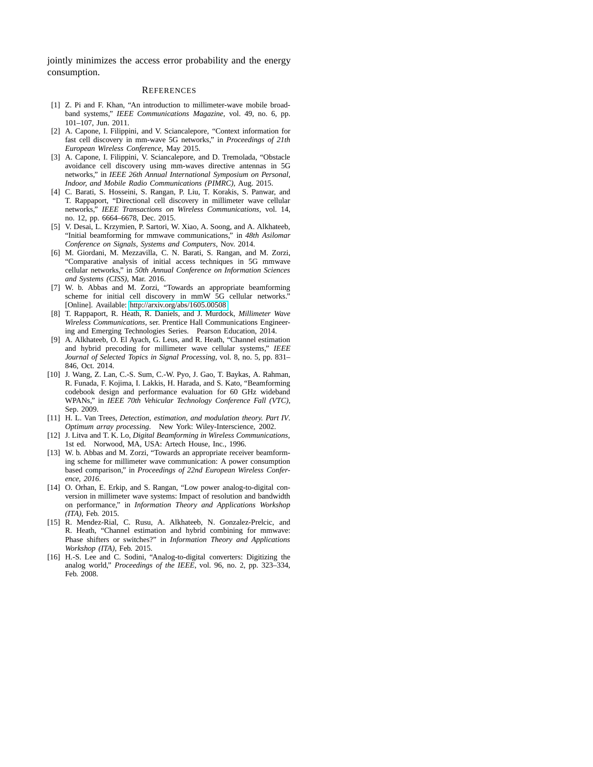jointly minimizes the access error probability and the energy consumption.

## REFERENCES

[1] Z. Pi and F. Khan, “An introduction to millimeter-wave mobile broadband systems,” *IEEE Communications Magazine*, vol. 49, no. 6, pp. 101–107, Jun. 2011.

[2] A. Capone, I. Filippini, and V. Sciancalepore, “Context information for fast cell discovery in mm-wave 5G networks,” in *Proceedings of 21th European Wireless Conference*, May 2015.

[3] A. Capone, I. Filippini, V. Sciancalepore, and D. Tremolada, “Obstacle avoidance cell discovery using mm-waves directive antennas in 5G networks,” in *IEEE 26th Annual International Symposium on Personal, Indoor, and Mobile Radio Communications (PIMRC)*, Aug. 2015.

[4] C. Barati, S. Hosseini, S. Rangan, P. Liu, T. Korakis, S. Panwar, and T. Rappaport, “Directional cell discovery in millimeter wave cellular networks,” *IEEE Transactions on Wireless Communications*, vol. 14, no. 12, pp. 6664–6678, Dec. 2015.

[5] V. Desai, L. Krzymien, P. Sartori, W. Xiao, A. Soong, and A. Alkhateeb, “Initial beamforming for mmwave communications,” in *48th Asilomar Conference on Signals, Systems and Computers*, Nov. 2014.

[6] M. Giordani, M. Mezzavilla, C. N. Barati, S. Rangan, and M. Zorzi, “Comparative analysis of initial access techniques in 5G mmwave cellular networks,” in *50th Annual Conference on Information Sciences and Systems (CISS)*, Mar. 2016.

[7] W. b. Abbas and M. Zorzi, “Towards an appropriate beamforming scheme for initial cell discovery in mmW 5G cellular networks.” [Online]. Available: http://arxiv.org/abs/1605.00508

[8] T. Rappaport, R. Heath, R. Daniels, and J. Murdock, *Millimeter Wave Wireless Communications*, ser. Prentice Hall Communications Engineering and Emerging Technologies Series. Pearson Education, 2014.

[9] A. Alkhateeb, O. El Ayach, G. Leus, and R. Heath, “Channel estimation and hybrid precoding for millimeter wave cellular systems,” *IEEE Journal of Selected Topics in Signal Processing*, vol. 8, no. 5, pp. 831–846, Oct. 2014.

[10] J. Wang, Z. Lan, C.-S. Sum, C.-W. Pyo, J. Gao, T. Baykas, A. Rahman, R. Funada, F. Kojima, I. Lakkis, H. Harada, and S. Kato, “Beamforming codebook design and performance evaluation for 60 GHz wideband WPANs,” in *IEEE 70th Vehicular Technology Conference Fall (VTC)*, Sep. 2009.

[11] H. L. Van Trees, *Detection, estimation, and modulation theory. Part IV. Optimum array processing*. New York: Wiley-Interscience, 2002.

[12] J. Litva and T. K. Lo, *Digital Beamforming in Wireless Communications*, 1st ed. Norwood, MA, USA: Artech House, Inc., 1996.

[13] W. b. Abbas and M. Zorzi, “Towards an appropriate receiver beamforming scheme for millimeter wave communication: A power consumption based comparison,” in *Proceedings of 22nd European Wireless Conference, 2016*.

[14] O. Orhan, E. Erkip, and S. Rangan, “Low power analog-to-digital conversion in millimeter wave systems: Impact of resolution and bandwidth on performance,” in *Information Theory and Applications Workshop (ITA)*, Feb. 2015.

[15] R. Mendez-Rial, C. Rusu, A. Alkhateeb, N. Gonzalez-Prelcic, and R. Heath, “Channel estimation and hybrid combining for mmwave: Phase shifters or switches?” in *Information Theory and Applications Workshop (ITA)*, Feb. 2015.

[16] H.-S. Lee and C. Sodini, “Analog-to-digital converters: Digitizing the analog world,” *Proceedings of the IEEE*, vol. 96, no. 2, pp. 323–334, Feb. 2008.